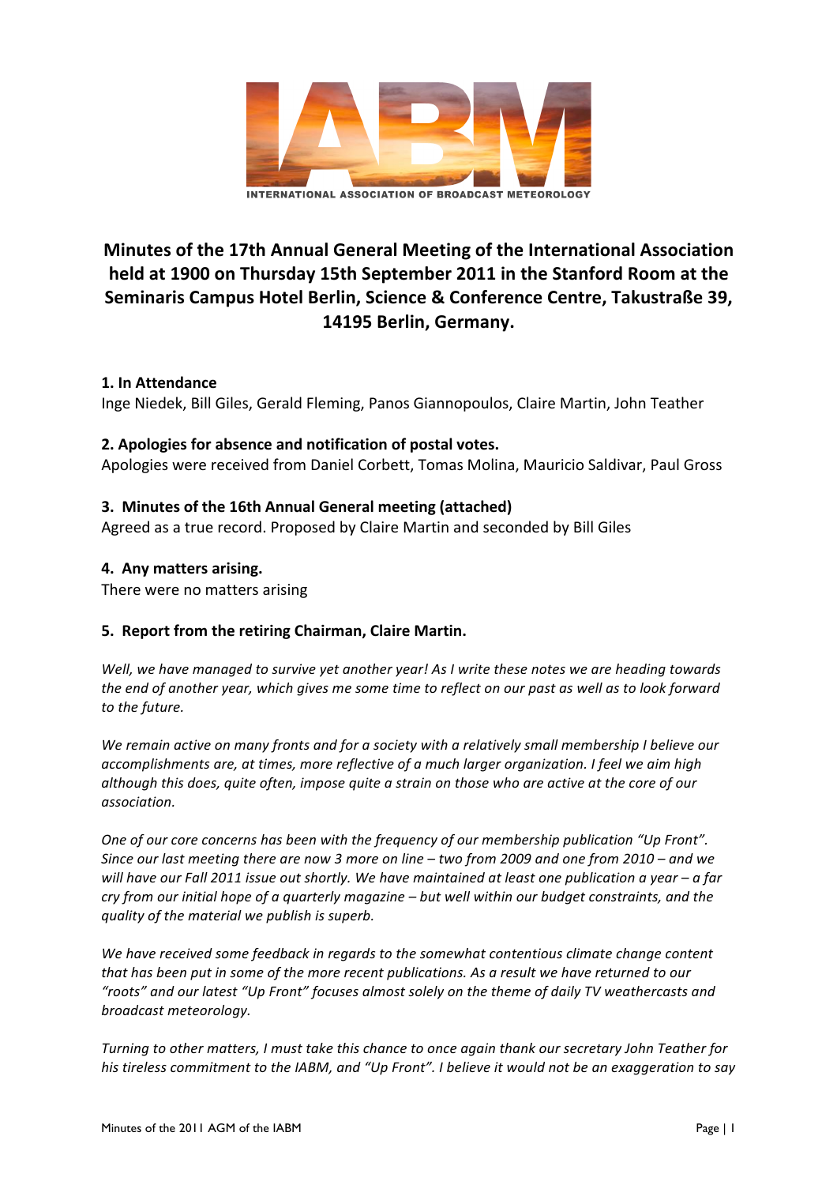INTERNATIONAL ASSOCIATION OF BROADCAST METEOROLOGY

# Minutes of the 17th Annual General Meeting of the International Association held at 1900 on Thursday 15th September 2011 in the Stanford Room at the Seminaris Campus Hotel Berlin, Science & Conference Centre, Takustraße 39, 14195 Berlin, Germany.

## 1. In Attendance

Inge Niedek, Bill Giles, Gerald Fleming, Panos Giannopoulos, Claire Martin, John Teather

## 2. Apologies for absence and notification of postal votes.

Apologies were received from Daniel Corbett, Tomas Molina, Mauricio Saldivar, Paul Gross

## 3. Minutes of the 16th Annual General meeting (attached)

Agreed as a true record. Proposed by Claire Martin and seconded by Bill Giles

## 4. Any matters arising.

There were no matters arising

## 5. Report from the retiring Chairman, Claire Martin.

*Well, we have managed to survive yet another year! As I write these notes we are heading towards the end of another year, which gives me some time to reflect on our past as well as to look forward to the future.*

*We remain active on many fronts and for a society with a relatively small membership I believe our accomplishments are, at times, more reflective of a much larger organization. I feel we aim high although this does, quite often, impose quite a strain on those who are active at the core of our association.*

*One of our core concerns has been with the frequency of our membership publication "Up Front". Since our last meeting there are now 3 more on line – two from 2009 and one from 2010 – and we will have our Fall 2011 issue out shortly. We have maintained at least one publication a year – a far cry from our initial hope of a quarterly magazine – but well within our budget constraints, and the quality of the material we publish is superb.*

*We have received some feedback in regards to the somewhat contentious climate change content that has been put in some of the more recent publications. As a result we have returned to our "roots" and our latest "Up Front" focuses almost solely on the theme of daily TV weathercasts and broadcast meteorology.*

*Turning to other matters, I must take this chance to once again thank our secretary John Teather for his tireless commitment to the IABM, and "Up Front". I believe it would not be an exaggeration to say*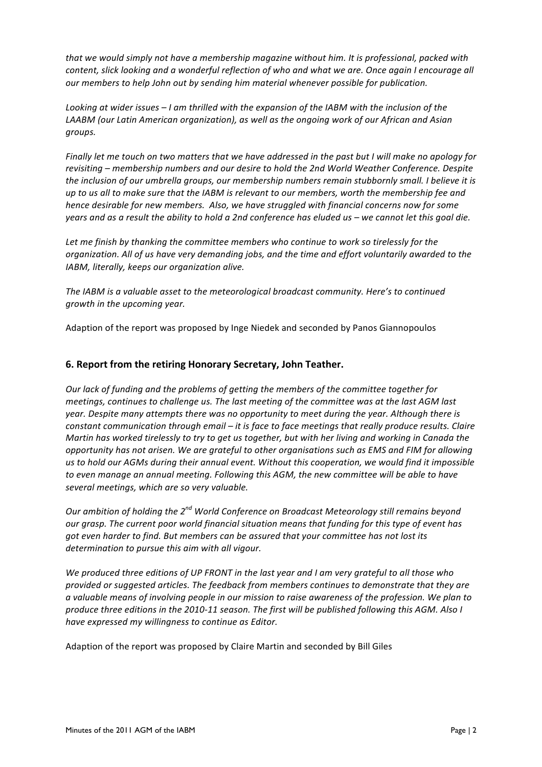*that we would simply not have a membership magazine without him. It is professional, packed with content, slick looking and a wonderful reflection of who and what we are. Once again I encourage all our members to help John out by sending him material whenever possible for publication.*

*Looking at wider issues – I am thrilled with the expansion of the IABM with the inclusion of the LAABM (our Latin American organization), as well as the ongoing work of our African and Asian groups.*

*Finally let me touch on two matters that we have addressed in the past but I will make no apology for revisiting – membership numbers and our desire to hold the 2nd World Weather Conference. Despite the inclusion of our umbrella groups, our membership numbers remain stubbornly small. I believe it is up to us all to make sure that the IABM is relevant to our members, worth the membership fee and hence desirable for new members. Also, we have struggled with financial concerns now for some years and as a result the ability to hold a 2nd conference has eluded us – we cannot let this goal die.*

*Let me finish by thanking the committee members who continue to work so tirelessly for the organization. All of us have very demanding jobs, and the time and effort voluntarily awarded to the IABM, literally, keeps our organization alive.*

*The IABM is a valuable asset to the meteorological broadcast community. Here's to continued growth in the upcoming year.*

Adaption of the report was proposed by Inge Niedek and seconded by Panos Giannopoulos

## 6. Report from the retiring Honorary Secretary, John Teather.

*Our lack of funding and the problems of getting the members of the committee together for meetings, continues to challenge us. The last meeting of the committee was at the last AGM last year. Despite many attempts there was no opportunity to meet during the year. Although there is constant communication through email – it is face to face meetings that really produce results. Claire Martin has worked tirelessly to try to get us together, but with her living and working in Canada the opportunity has not arisen. We are grateful to other organisations such as EMS and FIM for allowing us to hold our AGMs during their annual event. Without this cooperation, we would find it impossible to even manage an annual meeting. Following this AGM, the new committee will be able to have several meetings, which are so very valuable.*

*Our ambition of holding the 2nd World Conference on Broadcast Meteorology still remains beyond our grasp. The current poor world financial situation means that funding for this type of event has got even harder to find. But members can be assured that your committee has not lost its determination to pursue this aim with all vigour.*

*We produced three editions of UP FRONT in the last year and I am very grateful to all those who provided or suggested articles. The feedback from members continues to demonstrate that they are a valuable means of involving people in our mission to raise awareness of the profession. We plan to produce three editions in the 2010-11 season. The first will be published following this AGM. Also I have expressed my willingness to continue as Editor.*

Adaption of the report was proposed by Claire Martin and seconded by Bill Giles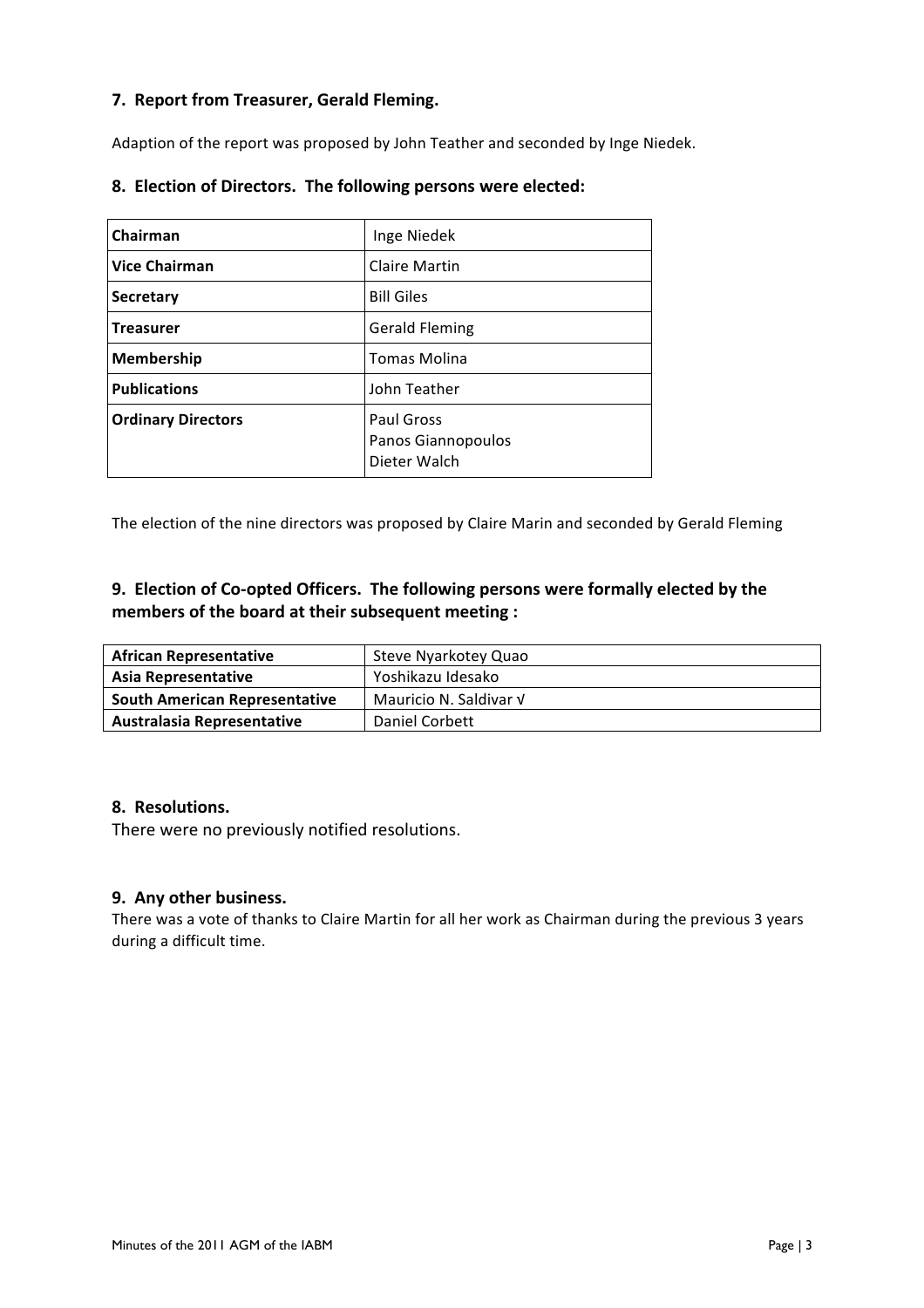## 7. Report from Treasurer, Gerald Fleming.

Adaption of the report was proposed by John Teather and seconded by Inge Niedek.

## 8. Election of Directors. The following persons were elected:

| | |
|---|---|
| **Chairman** | Inge Niedek |
| **Vice Chairman** | Claire Martin |
| **Secretary** | Bill Giles |
| **Treasurer** | Gerald Fleming |
| **Membership** | Tomas Molina |
| **Publications** | John Teather |
| **Ordinary Directors** | Paul Gross<br>Panos Giannopoulos<br>Dieter Walch |

The election of the nine directors was proposed by Claire Marin and seconded by Gerald Fleming

## 9. Election of Co-opted Officers. The following persons were formally elected by the members of the board at their subsequent meeting :

| | |
|---|---|
| **African Representative** | Steve Nyarkotey Quao |
| **Asia Representative** | Yoshikazu Idesako |
| **South American Representative** | Mauricio N. Saldivar √ |
| **Australasia Representative** | Daniel Corbett |

## 8. Resolutions.

There were no previously notified resolutions.

## 9. Any other business.

There was a vote of thanks to Claire Martin for all her work as Chairman during the previous 3 years during a difficult time.